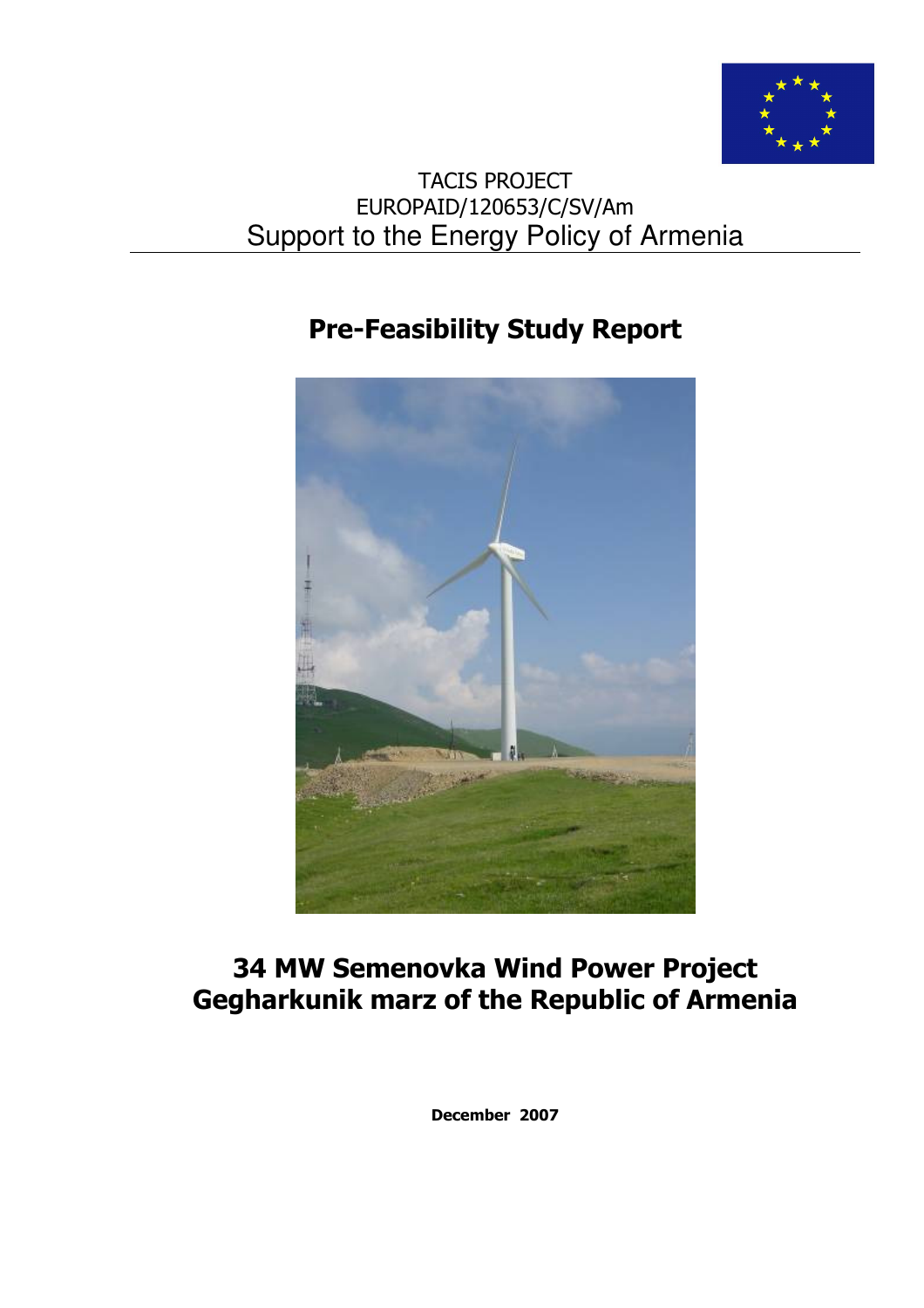TACIS PROJECT
EUROPAID/120653/C/SV/Am
Support to the Energy Policy of Armenia

# Pre-Feasibility Study Report

# 34 MW Semenovka Wind Power Project
# Gegharkunik marz of the Republic of Armenia

**December 2007**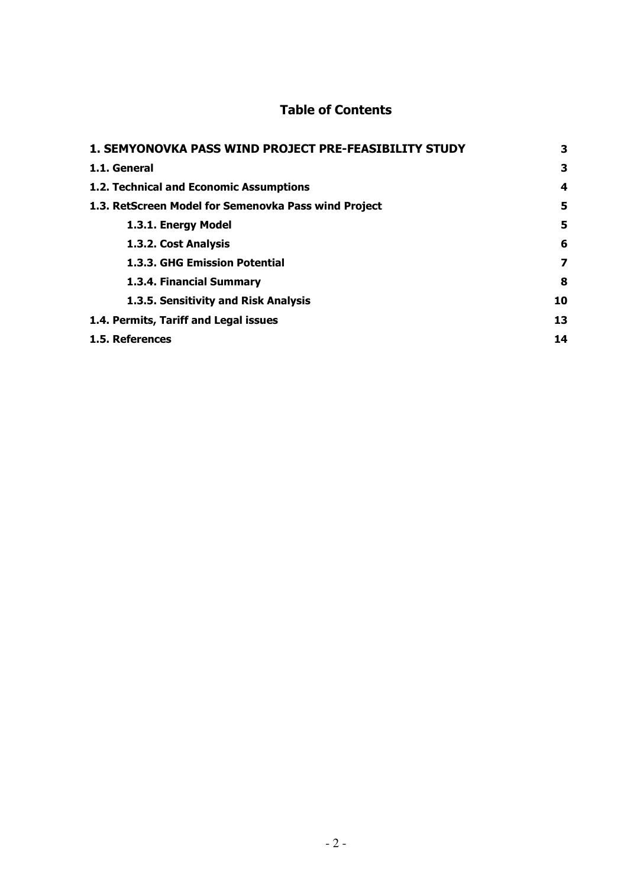# Table of Contents

| | |
|---|---|
| **1. SEMYONOVKA PASS WIND PROJECT PRE-FEASIBILITY STUDY** | **3** |
| **1.1. General** | **3** |
| **1.2. Technical and Economic Assumptions** | **4** |
| **1.3. RetScreen Model for Semenovka Pass wind Project** | **5** |
| **1.3.1. Energy Model** | **5** |
| **1.3.2. Cost Analysis** | **6** |
| **1.3.3. GHG Emission Potential** | **7** |
| **1.3.4. Financial Summary** | **8** |
| **1.3.5. Sensitivity and Risk Analysis** | **10** |
| **1.4. Permits, Tariff and Legal issues** | **13** |
| **1.5. References** | **14** |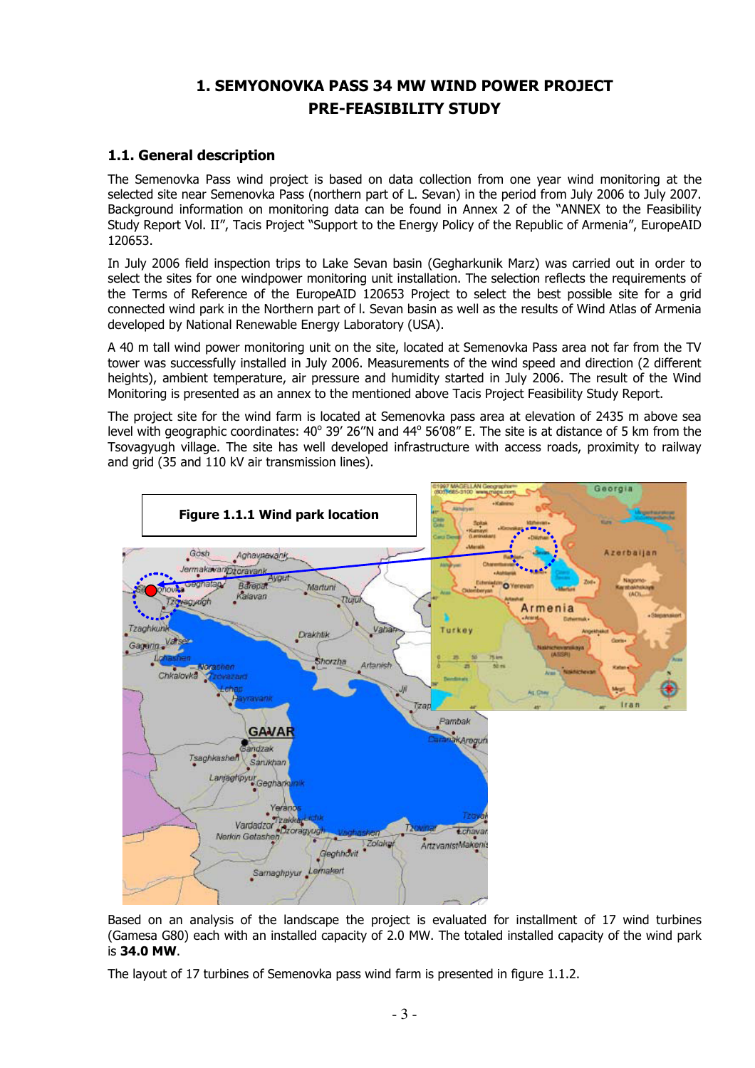# 1. SEMYONOVKA PASS 34 MW WIND POWER PROJECT PRE-FEASIBILITY STUDY

## 1.1. General description

The Semenovka Pass wind project is based on data collection from one year wind monitoring at the selected site near Semenovka Pass (northern part of L. Sevan) in the period from July 2006 to July 2007. Background information on monitoring data can be found in Annex 2 of the "ANNEX to the Feasibility Study Report Vol. II", Tacis Project "Support to the Energy Policy of the Republic of Armenia", EuropeAID 120653.

In July 2006 field inspection trips to Lake Sevan basin (Gegharkunik Marz) was carried out in order to select the sites for one windpower monitoring unit installation. The selection reflects the requirements of the Terms of Reference of the EuropeAID 120653 Project to select the best possible site for a grid connected wind park in the Northern part of l. Sevan basin as well as the results of Wind Atlas of Armenia developed by National Renewable Energy Laboratory (USA).

A 40 m tall wind power monitoring unit on the site, located at Semenovka Pass area not far from the TV tower was successfully installed in July 2006. Measurements of the wind speed and direction (2 different heights), ambient temperature, air pressure and humidity started in July 2006. The result of the Wind Monitoring is presented as an annex to the mentioned above Tacis Project Feasibility Study Report.

The project site for the wind farm is located at Semenovka pass area at elevation of 2435 m above sea level with geographic coordinates: 40° 39′ 26″N and 44° 56′08″ E. The site is at distance of 5 km from the Tsovagyugh village. The site has well developed infrastructure with access roads, proximity to railway and grid (35 and 110 kV air transmission lines).

**Figure 1.1.1 Wind park location**

Based on an analysis of the landscape the project is evaluated for installment of 17 wind turbines (Gamesa G80) each with an installed capacity of 2.0 MW. The totaled installed capacity of the wind park is **34.0 MW**.

The layout of 17 turbines of Semenovka pass wind farm is presented in figure 1.1.2.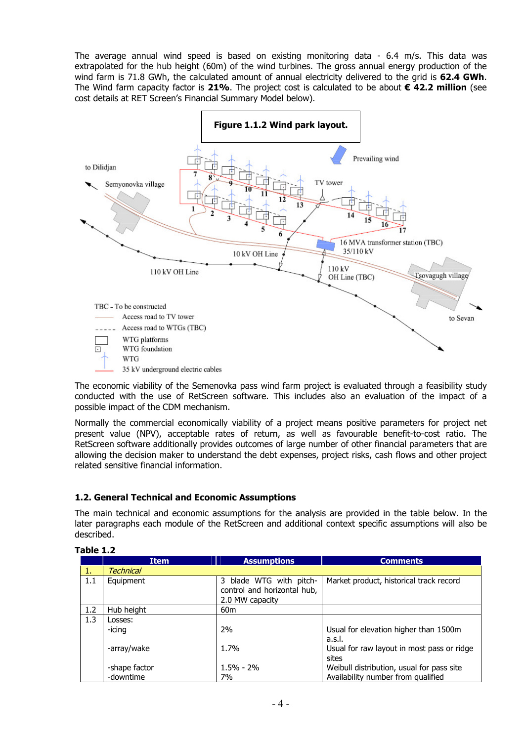The average annual wind speed is based on existing monitoring data - 6.4 m/s. This data was extrapolated for the hub height (60m) of the wind turbines. The gross annual energy production of the wind farm is 71.8 GWh, the calculated amount of annual electricity delivered to the grid is **62.4 GWh**. The Wind farm capacity factor is **21%**. The project cost is calculated to be about **€ 42.2 million** (see cost details at RET Screen's Financial Summary Model below).

**Figure 1.1.2 Wind park layout.**

The economic viability of the Semenovka pass wind farm project is evaluated through a feasibility study conducted with the use of RetScreen software. This includes also an evaluation of the impact of a possible impact of the CDM mechanism.

Normally the commercial economically viability of a project means positive parameters for project net present value (NPV), acceptable rates of return, as well as favourable benefit-to-cost ratio. The RetScreen software additionally provides outcomes of large number of other financial parameters that are allowing the decision maker to understand the debt expenses, project risks, cash flows and other project related sensitive financial information.

### 1.2. General Technical and Economic Assumptions

The main technical and economic assumptions for the analysis are provided in the table below. In the later paragraphs each module of the RetScreen and additional context specific assumptions will also be described.

**Table 1.2**

| | Item | Assumptions | Comments |
|---|---|---|---|
| 1. | *Technical* | | |
| 1.1 | Equipment | 3 blade WTG with pitch-control and horizontal hub, 2.0 MW capacity | Market product, historical track record |
| 1.2 | Hub height | 60m | |
| 1.3 | Losses:<br>-icing<br>-array/wake<br>-shape factor<br>-downtime | <br>2%<br>1.7%<br>1.5% - 2%<br>7% | <br>Usual for elevation higher than 1500m a.s.l.<br>Usual for raw layout in most pass or ridge sites<br>Weibull distribution, usual for pass site<br>Availability number from qualified |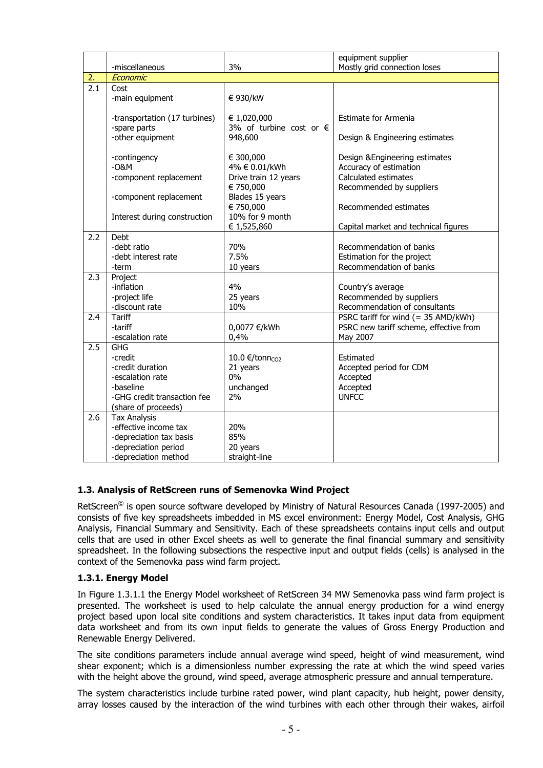|  |  |  |  |
|---|---|---|---|
|  | -miscellaneous | 3% | equipment supplier<br>Mostly grid connection loses |
| 2. | *Economic* |  |  |
| 2.1 | Cost<br>-main equipment<br><br>-transportation (17 turbines)<br>-spare parts<br>-other equipment<br><br>-contingency<br>-O&M<br>-component replacement<br><br>-component replacement<br><br>Interest during construction | € 930/kW<br><br><br>€ 1,020,000<br>3% of turbine cost or € 948,600<br><br>€ 300,000<br>4% € 0.01/kWh<br>Drive train 12 years<br>€ 750,000<br>Blades 15 years<br>€ 750,000<br>10% for 9 month<br>€ 1,525,860 | <br><br><br>Estimate for Armenia<br><br>Design & Engineering estimates<br><br>Design &Engineering estimates<br>Accuracy of estimation<br>Calculated estimates<br>Recommended by suppliers<br><br>Recommended estimates<br><br>Capital market and technical figures |
| 2.2 | Debt<br>-debt ratio<br>-debt interest rate<br>-term | <br>70%<br>7.5%<br>10 years | <br>Recommendation of banks<br>Estimation for the project<br>Recommendation of banks |
| 2.3 | Project<br>-inflation<br>-project life<br>-discount rate | <br>4%<br>25 years<br>10% | <br>Country's average<br>Recommended by suppliers<br>Recommendation of consultants |
| 2.4 | Tariff<br>-tariff<br>-escalation rate | <br>0,0077 €/kWh<br>0,4% | PSRC tariff for wind (= 35 AMD/kWh)<br>PSRC new tariff scheme, effective from May 2007 |
| 2.5 | GHG<br>-credit<br>-credit duration<br>-escalation rate<br>-baseline<br>-GHG credit transaction fee (share of proceeds) | <br>10.0 €/tonn$_{CO2}$<br>21 years<br>0%<br>unchanged<br>2% | <br>Estimated<br>Accepted period for CDM<br>Accepted<br>Accepted<br>UNFCC |
| 2.6 | Tax Analysis<br>-effective income tax<br>-depreciation tax basis<br>-depreciation period<br>-depreciation method | <br>20%<br>85%<br>20 years<br>straight-line |  |

### 1.3. Analysis of RetScreen runs of Semenovka Wind Project

RetScreen© is open source software developed by Ministry of Natural Resources Canada (1997-2005) and consists of five key spreadsheets imbedded in MS excel environment: Energy Model, Cost Analysis, GHG Analysis, Financial Summary and Sensitivity. Each of these spreadsheets contains input cells and output cells that are used in other Excel sheets as well to generate the final financial summary and sensitivity spreadsheet. In the following subsections the respective input and output fields (cells) is analysed in the context of the Semenovka pass wind farm project.

#### 1.3.1. Energy Model

In Figure 1.3.1.1 the Energy Model worksheet of RetScreen 34 MW Semenovka pass wind farm project is presented. The worksheet is used to help calculate the annual energy production for a wind energy project based upon local site conditions and system characteristics. It takes input data from equipment data worksheet and from its own input fields to generate the values of Gross Energy Production and Renewable Energy Delivered.

The site conditions parameters include annual average wind speed, height of wind measurement, wind shear exponent; which is a dimensionless number expressing the rate at which the wind speed varies with the height above the ground, wind speed, average atmospheric pressure and annual temperature.

The system characteristics include turbine rated power, wind plant capacity, hub height, power density, array losses caused by the interaction of the wind turbines with each other through their wakes, airfoil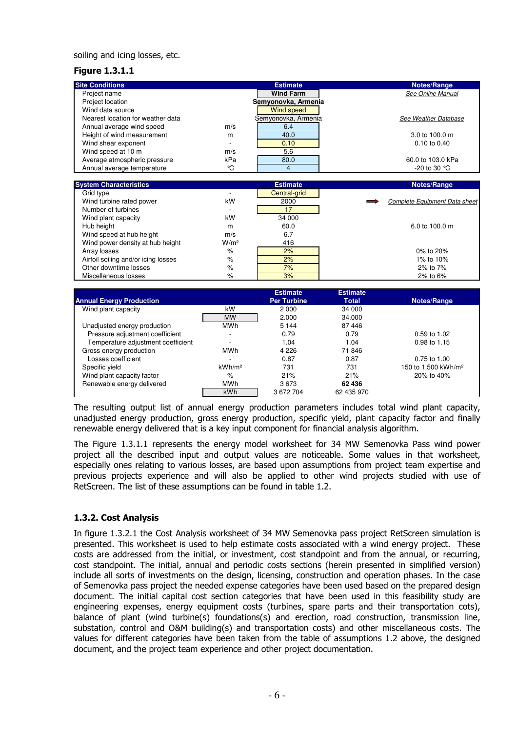soiling and icing losses, etc.

**Figure 1.3.1.1**

| Site Conditions | | Estimate | Notes/Range |
|---|---|---|---|
| Project name | | Wind Farm | See Online Manual |
| Project location | | Semyonovka, Armenia | |
| Wind data source | | Wind speed | |
| Nearest location for weather data | | Semyonovka, Armenia | See Weather Database |
| Annual average wind speed | m/s | 6.4 | |
| Height of wind measurement | m | 40.0 | 3.0 to 100.0 m |
| Wind shear exponent | - | 0.10 | 0.10 to 0.40 |
| Wind speed at 10 m | m/s | 5.6 | |
| Average atmospheric pressure | kPa | 80.0 | 60.0 to 103.0 kPa |
| Annual average temperature | °C | 4 | -20 to 30 °C |

| System Characteristics | | Estimate | Notes/Range |
|---|---|---|---|
| Grid type | - | Central-grid | |
| Wind turbine rated power | kW | 2000 | Complete Equipment Data sheet |
| Number of turbines | - | 17 | |
| Wind plant capacity | kW | 34 000 | |
| Hub height | m | 60.0 | 6.0 to 100.0 m |
| Wind speed at hub height | m/s | 6.7 | |
| Wind power density at hub height | W/m² | 416 | |
| Array losses | % | 2% | 0% to 20% |
| Airfoil soiling and/or icing losses | % | 2% | 1% to 10% |
| Other downtime losses | % | 7% | 2% to 7% |
| Miscellaneous losses | % | 3% | 2% to 6% |

| Annual Energy Production | | Estimate Per Turbine | Estimate Total | Notes/Range |
|---|---|---|---|---|
| Wind plant capacity | kW | 2 000 | 34 000 | |
| | MW | 2.000 | 34.000 | |
| Unadjusted energy production | MWh | 5 144 | 87 446 | |
| Pressure adjustment coefficient | - | 0.79 | 0.79 | 0.59 to 1.02 |
| Temperature adjustment coefficient | - | 1.04 | 1.04 | 0.98 to 1.15 |
| Gross energy production | MWh | 4 226 | 71 846 | |
| Losses coefficient | - | 0.87 | 0.87 | 0.75 to 1.00 |
| Specific yield | kWh/m² | 731 | 731 | 150 to 1,500 kWh/m² |
| Wind plant capacity factor | % | 21% | 21% | 20% to 40% |
| Renewable energy delivered | MWh | 3 673 | **62 436** | |
| | kWh | 3 672 704 | 62 435 970 | |

The resulting output list of annual energy production parameters includes total wind plant capacity, unadjusted energy production, gross energy production, specific yield, plant capacity factor and finally renewable energy delivered that is a key input component for financial analysis algorithm.

The Figure 1.3.1.1 represents the energy model worksheet for 34 MW Semenovka Pass wind power project all the described input and output values are noticeable. Some values in that worksheet, especially ones relating to various losses, are based upon assumptions from project team expertise and previous projects experience and will also be applied to other wind projects studied with use of RetScreen. The list of these assumptions can be found in table 1.2.

### 1.3.2. Cost Analysis

In figure 1.3.2.1 the Cost Analysis worksheet of 34 MW Semenovka pass project RetScreen simulation is presented. This worksheet is used to help estimate costs associated with a wind energy project. These costs are addressed from the initial, or investment, cost standpoint and from the annual, or recurring, cost standpoint. The initial, annual and periodic costs sections (herein presented in simplified version) include all sorts of investments on the design, licensing, construction and operation phases. In the case of Semenovka pass project the needed expense categories have been used based on the prepared design document. The initial capital cost section categories that have been used in this feasibility study are engineering expenses, energy equipment costs (turbines, spare parts and their transportation cots), balance of plant (wind turbine(s) foundations(s) and erection, road construction, transmission line, substation, control and O&M building(s) and transportation costs) and other miscellaneous costs. The values for different categories have been taken from the table of assumptions 1.2 above, the designed document, and the project team experience and other project documentation.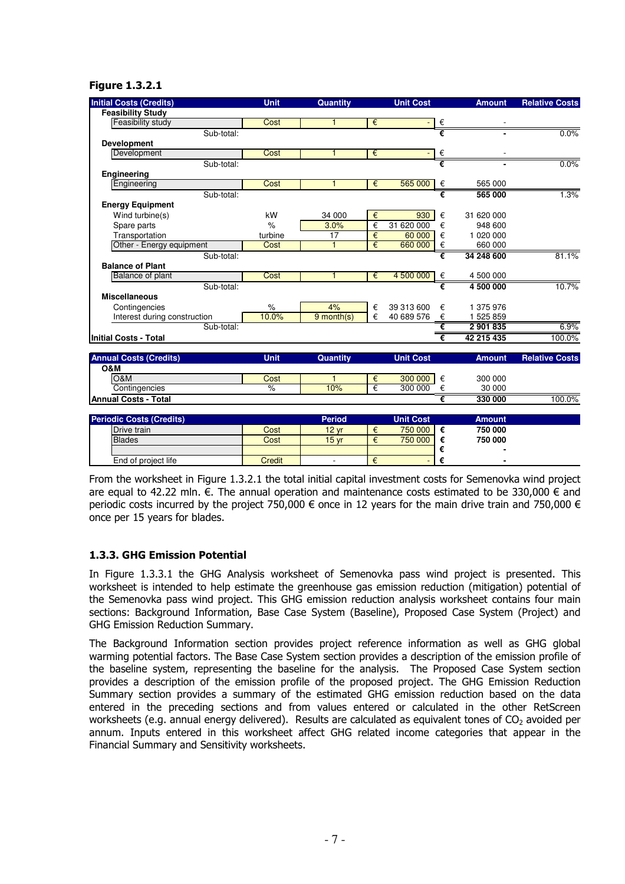**Figure 1.3.2.1**

| Initial Costs (Credits) | Unit | Quantity | Unit Cost | Amount | Relative Costs |
|---|---|---|---|---|---|
| **Feasibility Study** | | | | | |
| Feasibility study | Cost | 1 | € - | € - | |
| Sub-total: | | | | € - | 0.0% |
| **Development** | | | | | |
| Development | Cost | 1 | € - | € - | |
| Sub-total: | | | | € - | 0.0% |
| **Engineering** | | | | | |
| Engineering | Cost | 1 | € 565 000 | € 565 000 | |
| Sub-total: | | | | € 565 000 | 1.3% |
| **Energy Equipment** | | | | | |
| Wind turbine(s) | kW | 34 000 | € 930 | € 31 620 000 | |
| Spare parts | % | 3.0% | € 31 620 000 | € 948 600 | |
| Transportation | turbine | 17 | € 60 000 | € 1 020 000 | |
| Other - Energy equipment | Cost | 1 | € 660 000 | € 660 000 | |
| Sub-total: | | | | € 34 248 600 | 81.1% |
| **Balance of Plant** | | | | | |
| Balance of plant | Cost | 1 | € 4 500 000 | € 4 500 000 | |
| Sub-total: | | | | € 4 500 000 | 10.7% |
| **Miscellaneous** | | | | | |
| Contingencies | % | 4% | € 39 313 600 | € 1 375 976 | |
| Interest during construction | 10.0% | 9 month(s) | € 40 689 576 | € 1 525 859 | |
| Sub-total: | | | | € 2 901 835 | 6.9% |
| **Initial Costs - Total** | | | | € 42 215 435 | 100.0% |

| Annual Costs (Credits) | Unit | Quantity | Unit Cost | Amount | Relative Costs |
|---|---|---|---|---|---|
| **O&M** | | | | | |
| O&M | Cost | 1 | € 300 000 | € 300 000 | |
| Contingencies | % | 10% | € 300 000 | € 30 000 | |
| **Annual Costs - Total** | | | | € 330 000 | 100.0% |

| Periodic Costs (Credits) | | Period | Unit Cost | Amount |
|---|---|---|---|---|
| Drive train | Cost | 12 yr | € 750 000 | € 750 000 |
| Blades | Cost | 15 yr | € 750 000 | € 750 000 |
| | | | | € - |
| End of project life | Credit | - | € - | € - |

From the worksheet in Figure 1.3.2.1 the total initial capital investment costs for Semenovka wind project are equal to 42.22 mln. €. The annual operation and maintenance costs estimated to be 330,000 € and periodic costs incurred by the project 750,000 € once in 12 years for the main drive train and 750,000 € once per 15 years for blades.

### 1.3.3. GHG Emission Potential

In Figure 1.3.3.1 the GHG Analysis worksheet of Semenovka pass wind project is presented. This worksheet is intended to help estimate the greenhouse gas emission reduction (mitigation) potential of the Semenovka pass wind project. This GHG emission reduction analysis worksheet contains four main sections: Background Information, Base Case System (Baseline), Proposed Case System (Project) and GHG Emission Reduction Summary.

The Background Information section provides project reference information as well as GHG global warming potential factors. The Base Case System section provides a description of the emission profile of the baseline system, representing the baseline for the analysis. The Proposed Case System section provides a description of the emission profile of the proposed project. The GHG Emission Reduction Summary section provides a summary of the estimated GHG emission reduction based on the data entered in the preceding sections and from values entered or calculated in the other RetScreen worksheets (e.g. annual energy delivered). Results are calculated as equivalent tones of $CO_2$ avoided per annum. Inputs entered in this worksheet affect GHG related income categories that appear in the Financial Summary and Sensitivity worksheets.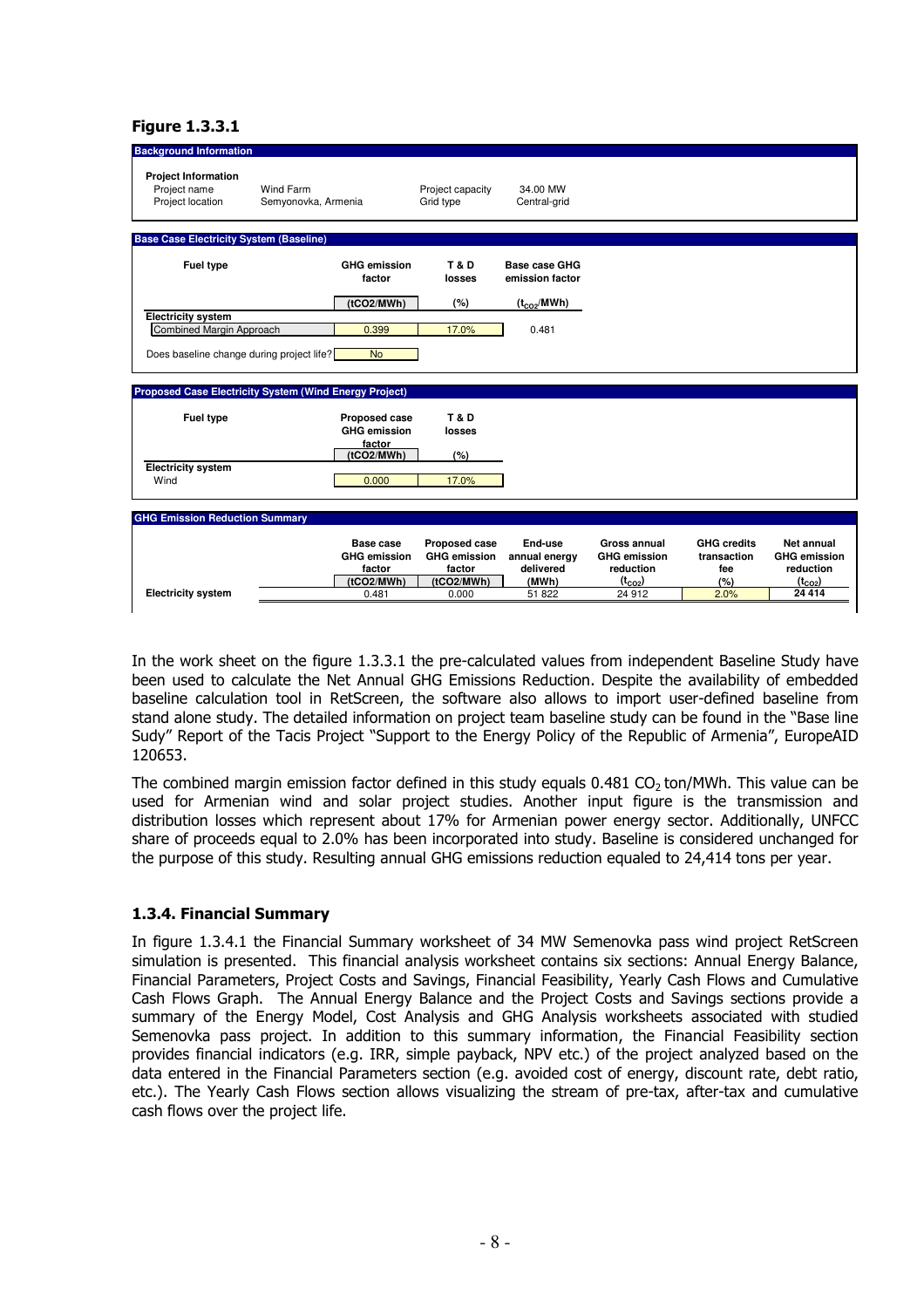**Figure 1.3.3.1**

**Background Information**

**Project Information**

| | | | |
|---|---|---|---|
| Project name | Wind Farm | Project capacity | 34.00 MW |
| Project location | Semyonovka, Armenia | Grid type | Central-grid |

**Base Case Electricity System (Baseline)**

| Fuel type | GHG emission factor | T & D losses | Base case GHG emission factor |
|---|---|---|---|
| | (tCO2/MWh) | (%) | ($t_{CO_2}$/MWh) |
| **Electricity system** | | | |
| Combined Margin Approach | 0.399 | 17.0% | 0.481 |

Does baseline change during project life? No

**Proposed Case Electricity System (Wind Energy Project)**

| Fuel type | Proposed case GHG emission factor | T & D losses |
|---|---|---|
| | (tCO2/MWh) | (%) |
| **Electricity system** | | |
| Wind | 0.000 | 17.0% |

**GHG Emission Reduction Summary**

| | Base case GHG emission factor | Proposed case GHG emission factor | End-use annual energy delivered | Gross annual GHG emission reduction | GHG credits transaction fee | Net annual GHG emission reduction |
|---|---|---|---|---|---|---|
| | (tCO2/MWh) | (tCO2/MWh) | (MWh) | ($t_{CO_2}$) | (%) | ($t_{CO_2}$) |
| **Electricity system** | 0.481 | 0.000 | 51 822 | 24 912 | 2.0% | **24 414** |

In the work sheet on the figure 1.3.3.1 the pre-calculated values from independent Baseline Study have been used to calculate the Net Annual GHG Emissions Reduction. Despite the availability of embedded baseline calculation tool in RetScreen, the software also allows to import user-defined baseline from stand alone study. The detailed information on project team baseline study can be found in the "Base line Sudy" Report of the Tacis Project "Support to the Energy Policy of the Republic of Armenia", EuropeAID 120653.

The combined margin emission factor defined in this study equals 0.481 $CO_2$ ton/MWh. This value can be used for Armenian wind and solar project studies. Another input figure is the transmission and distribution losses which represent about 17% for Armenian power energy sector. Additionally, UNFCC share of proceeds equal to 2.0% has been incorporated into study. Baseline is considered unchanged for the purpose of this study. Resulting annual GHG emissions reduction equaled to 24,414 tons per year.

### 1.3.4. Financial Summary

In figure 1.3.4.1 the Financial Summary worksheet of 34 MW Semenovka pass wind project RetScreen simulation is presented. This financial analysis worksheet contains six sections: Annual Energy Balance, Financial Parameters, Project Costs and Savings, Financial Feasibility, Yearly Cash Flows and Cumulative Cash Flows Graph. The Annual Energy Balance and the Project Costs and Savings sections provide a summary of the Energy Model, Cost Analysis and GHG Analysis worksheets associated with studied Semenovka pass project. In addition to this summary information, the Financial Feasibility section provides financial indicators (e.g. IRR, simple payback, NPV etc.) of the project analyzed based on the data entered in the Financial Parameters section (e.g. avoided cost of energy, discount rate, debt ratio, etc.). The Yearly Cash Flows section allows visualizing the stream of pre-tax, after-tax and cumulative cash flows over the project life.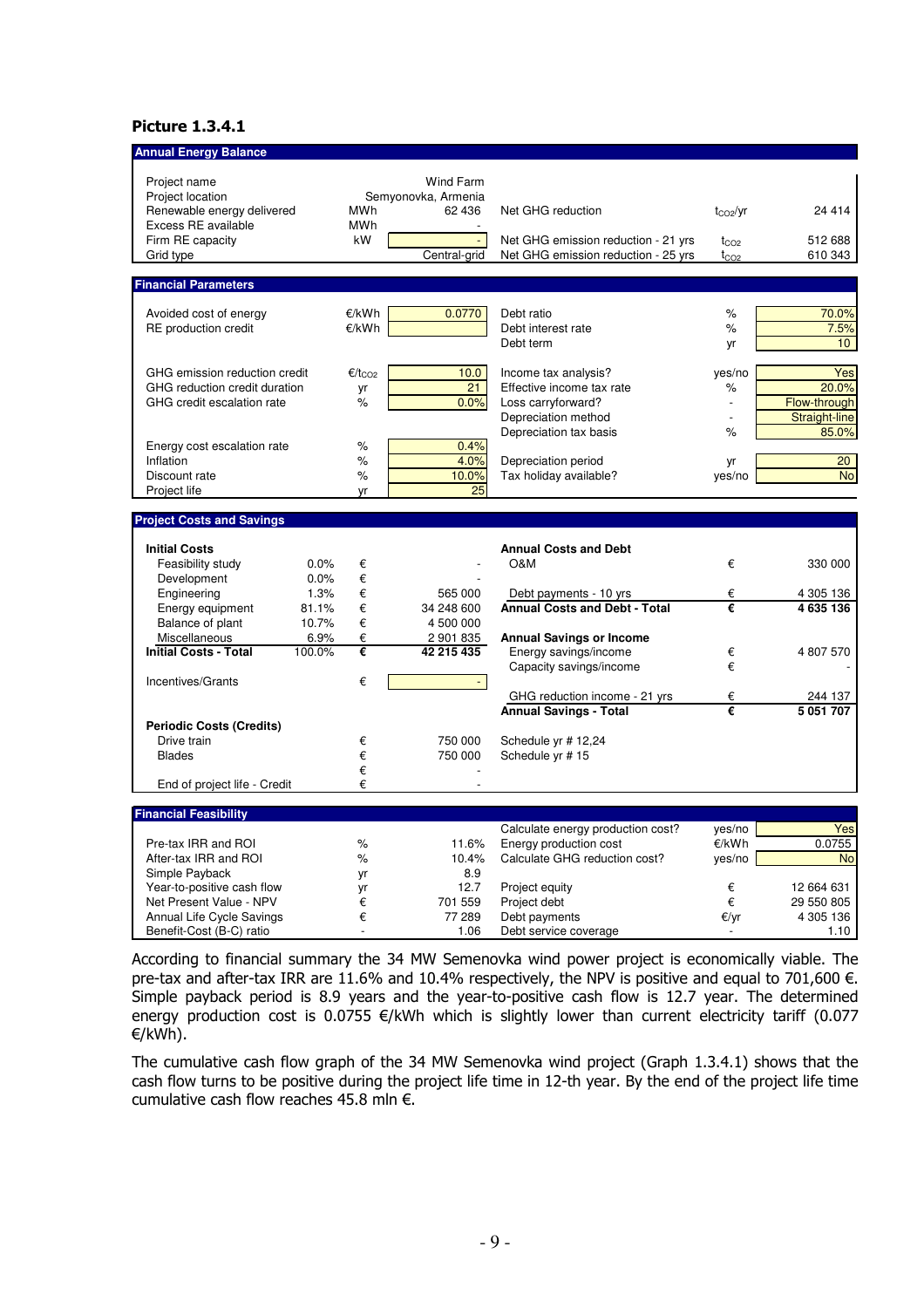### Picture 1.3.4.1

**Annual Energy Balance**

| | | | | | |
|---|---|---|---|---|---|
| Project name | | Wind Farm | | | |
| Project location | | Semyonovka, Armenia | | | |
| Renewable energy delivered | MWh | 62 436 | Net GHG reduction | $t_{CO2}$/yr | 24 414 |
| Excess RE available | MWh | - | | | |
| Firm RE capacity | kW | - | Net GHG emission reduction - 21 yrs | $t_{CO2}$ | 512 688 |
| Grid type | | Central-grid | Net GHG emission reduction - 25 yrs | $t_{CO2}$ | 610 343 |

**Financial Parameters**

| | | | | | |
|---|---|---|---|---|---|
| Avoided cost of energy | €/kWh | 0.0770 | Debt ratio | % | 70.0% |
| RE production credit | €/kWh | | Debt interest rate | % | 7.5% |
| | | | Debt term | yr | 10 |
| GHG emission reduction credit | €/$t_{CO2}$ | 10.0 | Income tax analysis? | yes/no | Yes |
| GHG reduction credit duration | yr | 21 | Effective income tax rate | % | 20.0% |
| GHG credit escalation rate | % | 0.0% | Loss carryforward? | - | Flow-through |
| | | | Depreciation method | - | Straight-line |
| | | | Depreciation tax basis | % | 85.0% |
| Energy cost escalation rate | % | 0.4% | | | |
| Inflation | % | 4.0% | Depreciation period | yr | 20 |
| Discount rate | % | 10.0% | Tax holiday available? | yes/no | No |
| Project life | yr | 25 | | | |

**Project Costs and Savings**

| | | | | | | |
|---|---|---|---|---|---|---|
| **Initial Costs** | | | | **Annual Costs and Debt** | | |
| Feasibility study | 0.0% | € | - | O&M | € | 330 000 |
| Development | 0.0% | € | - | | | |
| Engineering | 1.3% | € | 565 000 | Debt payments - 10 yrs | € | 4 305 136 |
| Energy equipment | 81.1% | € | 34 248 600 | **Annual Costs and Debt - Total** | **€** | **4 635 136** |
| Balance of plant | 10.7% | € | 4 500 000 | | | |
| Miscellaneous | 6.9% | € | 2 901 835 | **Annual Savings or Income** | | |
| **Initial Costs - Total** | 100.0% | **€** | **42 215 435** | Energy savings/income | € | 4 807 570 |
| | | | | Capacity savings/income | € | - |
| Incentives/Grants | | € | - | | | |
| | | | | GHG reduction income - 21 yrs | € | 244 137 |
| | | | | **Annual Savings - Total** | **€** | **5 051 707** |
| **Periodic Costs (Credits)** | | | | | | |
| Drive train | | € | 750 000 | Schedule yr # 12,24 | | |
| Blades | | € | 750 000 | Schedule yr # 15 | | |
| | | € | - | | | |
| End of project life - Credit | | € | - | | | |

**Financial Feasibility**

| | | | | | |
|---|---|---|---|---|---|
| | | | Calculate energy production cost? | yes/no | Yes |
| Pre-tax IRR and ROI | % | 11.6% | Energy production cost | €/kWh | 0.0755 |
| After-tax IRR and ROI | % | 10.4% | Calculate GHG reduction cost? | yes/no | No |
| Simple Payback | yr | 8.9 | | | |
| Year-to-positive cash flow | yr | 12.7 | Project equity | € | 12 664 631 |
| Net Present Value - NPV | € | 701 559 | Project debt | € | 29 550 805 |
| Annual Life Cycle Savings | € | 77 289 | Debt payments | €/yr | 4 305 136 |
| Benefit-Cost (B-C) ratio | - | 1.06 | Debt service coverage | - | 1.10 |

According to financial summary the 34 MW Semenovka wind power project is economically viable. The pre-tax and after-tax IRR are 11.6% and 10.4% respectively, the NPV is positive and equal to 701,600 €. Simple payback period is 8.9 years and the year-to-positive cash flow is 12.7 year. The determined energy production cost is 0.0755 €/kWh which is slightly lower than current electricity tariff (0.077 €/kWh).

The cumulative cash flow graph of the 34 MW Semenovka wind project (Graph 1.3.4.1) shows that the cash flow turns to be positive during the project life time in 12-th year. By the end of the project life time cumulative cash flow reaches 45.8 mln €.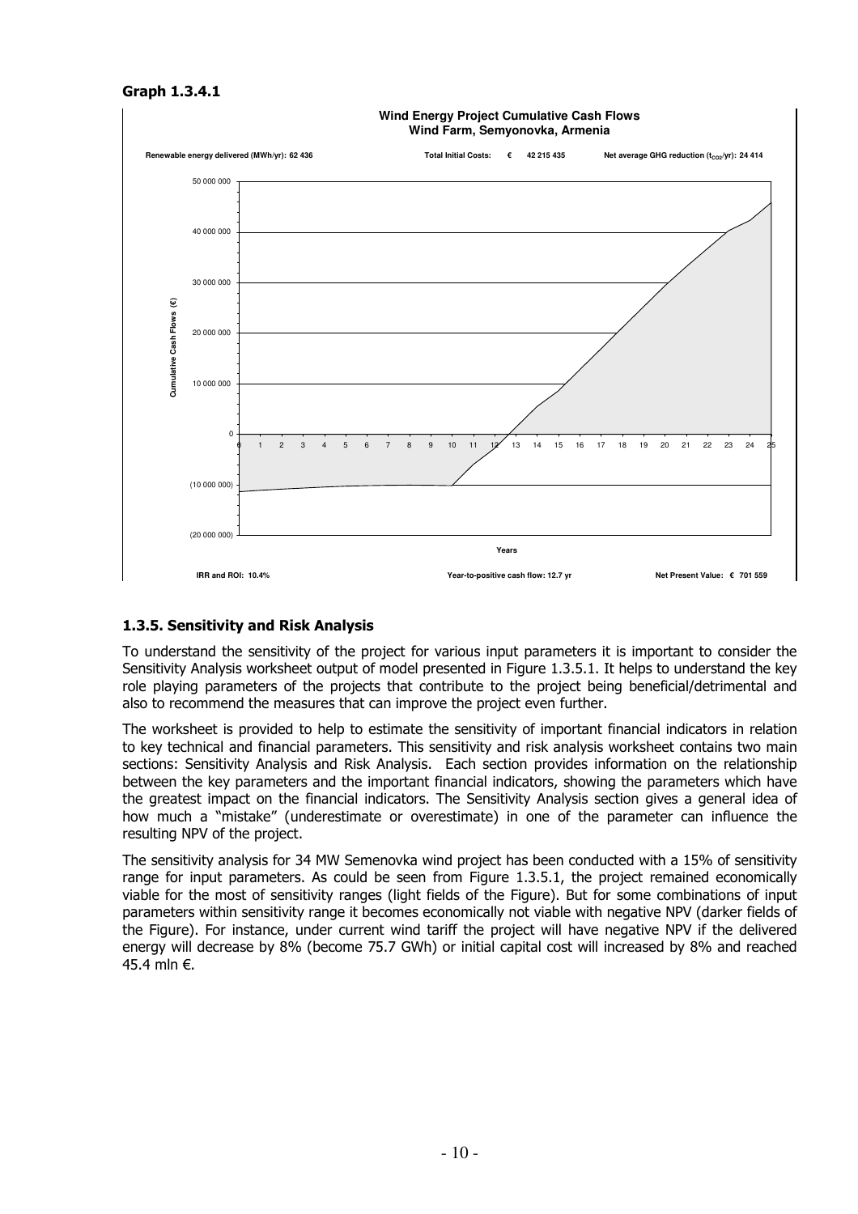**Graph 1.3.4.1**

**Wind Energy Project Cumulative Cash Flows**
**Wind Farm, Semyonovka, Armenia**

Renewable energy delivered (MWh/yr): 62 436 | Total Initial Costs: € 42 215 435 | Net average GHG reduction ($t_{CO2}$/yr): 24 414

IRR and ROI: 10.4% | Year-to-positive cash flow: 12.7 yr | Net Present Value: € 701 559

## 1.3.5. Sensitivity and Risk Analysis

To understand the sensitivity of the project for various input parameters it is important to consider the Sensitivity Analysis worksheet output of model presented in Figure 1.3.5.1. It helps to understand the key role playing parameters of the projects that contribute to the project being beneficial/detrimental and also to recommend the measures that can improve the project even further.

The worksheet is provided to help to estimate the sensitivity of important financial indicators in relation to key technical and financial parameters. This sensitivity and risk analysis worksheet contains two main sections: Sensitivity Analysis and Risk Analysis. Each section provides information on the relationship between the key parameters and the important financial indicators, showing the parameters which have the greatest impact on the financial indicators. The Sensitivity Analysis section gives a general idea of how much a "mistake" (underestimate or overestimate) in one of the parameter can influence the resulting NPV of the project.

The sensitivity analysis for 34 MW Semenovka wind project has been conducted with a 15% of sensitivity range for input parameters. As could be seen from Figure 1.3.5.1, the project remained economically viable for the most of sensitivity ranges (light fields of the Figure). But for some combinations of input parameters within sensitivity range it becomes economically not viable with negative NPV (darker fields of the Figure). For instance, under current wind tariff the project will have negative NPV if the delivered energy will decrease by 8% (become 75.7 GWh) or initial capital cost will increased by 8% and reached 45.4 mln €.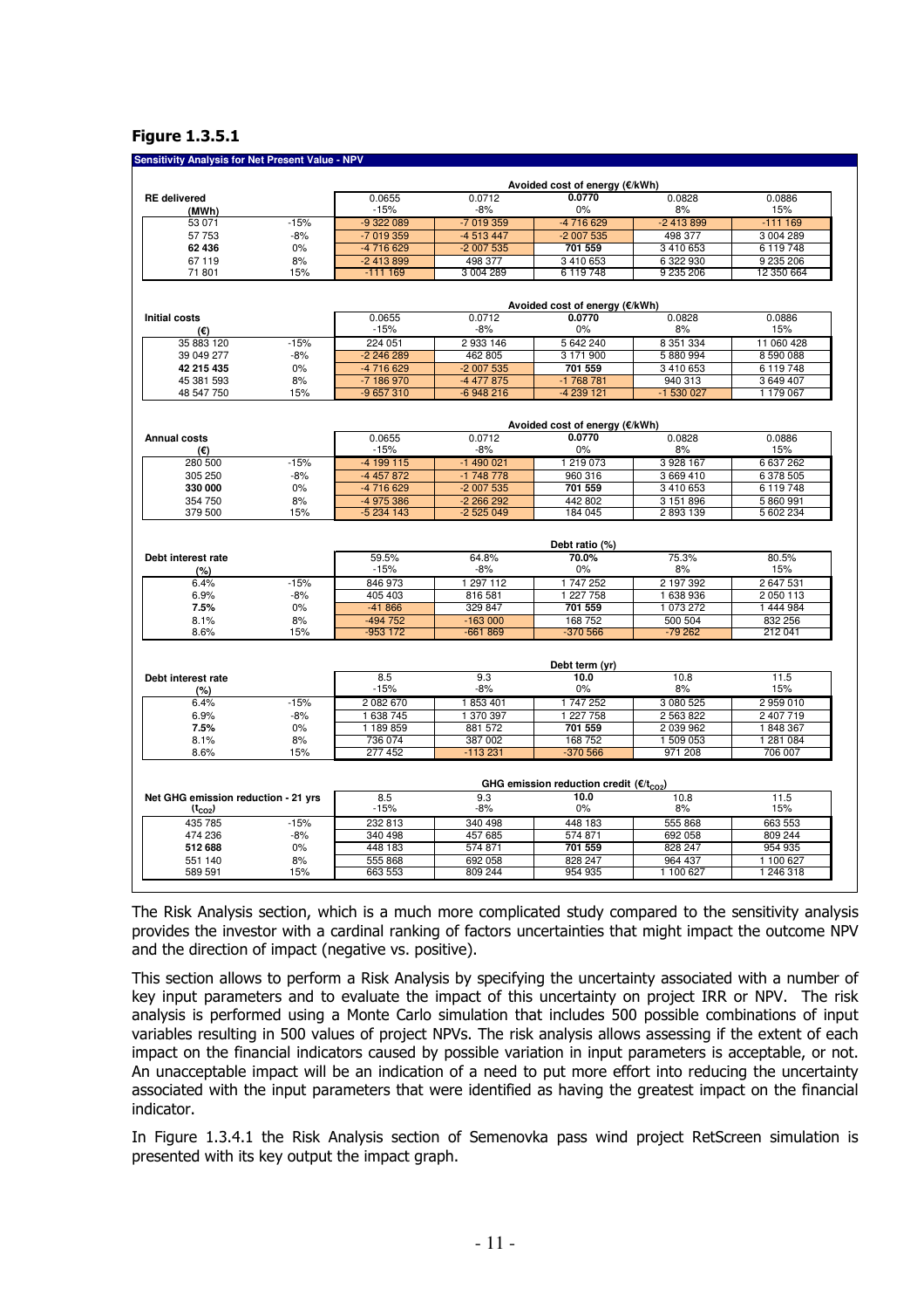## Figure 1.3.5.1

**Sensitivity Analysis for Net Present Value - NPV**

| RE delivered (MWh) | | Avoided cost of energy (€/kWh) | | | | |
|---|---|---|---|---|---|---|
| | | 0.0655 | 0.0712 | **0.0770** | 0.0828 | 0.0886 |
| | | -15% | -8% | 0% | 8% | 15% |
| 53 071 | -15% | -9 322 089 | -7 019 359 | -4 716 629 | -2 413 899 | -111 169 |
| 57 753 | -8% | -7 019 359 | -4 513 447 | -2 007 535 | 498 377 | 3 004 289 |
| **62 436** | 0% | -4 716 629 | -2 007 535 | **701 559** | 3 410 653 | 6 119 748 |
| 67 119 | 8% | -2 413 899 | 498 377 | 3 410 653 | 6 322 930 | 9 235 206 |
| 71 801 | 15% | -111 169 | 3 004 289 | 6 119 748 | 9 235 206 | 12 350 664 |

| Initial costs (€) | | Avoided cost of energy (€/kWh) | | | | |
|---|---|---|---|---|---|---|
| | | 0.0655 | 0.0712 | **0.0770** | 0.0828 | 0.0886 |
| | | -15% | -8% | 0% | 8% | 15% |
| 35 883 120 | -15% | 224 051 | 2 933 146 | 5 642 240 | 8 351 334 | 11 060 428 |
| 39 049 277 | -8% | -2 246 289 | 462 805 | 3 171 900 | 5 880 994 | 8 590 088 |
| **42 215 435** | 0% | -4 716 629 | -2 007 535 | **701 559** | 3 410 653 | 6 119 748 |
| 45 381 593 | 8% | -7 186 970 | -4 477 875 | -1 768 781 | 940 313 | 3 649 407 |
| 48 547 750 | 15% | -9 657 310 | -6 948 216 | -4 239 121 | -1 530 027 | 1 179 067 |

| Annual costs (€) | | Avoided cost of energy (€/kWh) | | | | |
|---|---|---|---|---|---|---|
| | | 0.0655 | 0.0712 | **0.0770** | 0.0828 | 0.0886 |
| | | -15% | -8% | 0% | 8% | 15% |
| 280 500 | -15% | -4 199 115 | -1 490 021 | 1 219 073 | 3 928 167 | 6 637 262 |
| 305 250 | -8% | -4 457 872 | -1 748 778 | 960 316 | 3 669 410 | 6 378 505 |
| **330 000** | 0% | -4 716 629 | -2 007 535 | **701 559** | 3 410 653 | 6 119 748 |
| 354 750 | 8% | -4 975 386 | -2 266 292 | 442 802 | 3 151 896 | 5 860 991 |
| 379 500 | 15% | -5 234 143 | -2 525 049 | 184 045 | 2 893 139 | 5 602 234 |

| Debt interest rate (%) | | Debt ratio (%) | | | | |
|---|---|---|---|---|---|---|
| | | 59.5% | 64.8% | **70.0%** | 75.3% | 80.5% |
| | | -15% | -8% | 0% | 8% | 15% |
| 6.4% | -15% | 846 973 | 1 297 112 | 1 747 252 | 2 197 392 | 2 647 531 |
| 6.9% | -8% | 405 403 | 816 581 | 1 227 758 | 1 638 936 | 2 050 113 |
| **7.5%** | 0% | -41 866 | 329 847 | **701 559** | 1 073 272 | 1 444 984 |
| 8.1% | 8% | -494 752 | -163 000 | 168 752 | 500 504 | 832 256 |
| 8.6% | 15% | -953 172 | -661 869 | -370 566 | -79 262 | 212 041 |

| Debt interest rate (%) | | Debt term (yr) | | | | |
|---|---|---|---|---|---|---|
| | | 8.5 | 9.3 | **10.0** | 10.8 | 11.5 |
| | | -15% | -8% | 0% | 8% | 15% |
| 6.4% | -15% | 2 082 670 | 1 853 401 | 1 747 252 | 3 080 525 | 2 959 010 |
| 6.9% | -8% | 1 638 745 | 1 370 397 | 1 227 758 | 2 563 822 | 2 407 719 |
| **7.5%** | 0% | 1 189 859 | 881 572 | **701 559** | 2 039 962 | 1 848 367 |
| 8.1% | 8% | 736 074 | 387 002 | 168 752 | 1 509 053 | 1 281 084 |
| 8.6% | 15% | 277 452 | -113 231 | -370 566 | 971 208 | 706 007 |

| Net GHG emission reduction - 21 yrs ($t_{CO_2}$) | | GHG emission reduction credit (€/$t_{CO_2}$) | | | | |
|---|---|---|---|---|---|---|
| | | 8.5 | 9.3 | **10.0** | 10.8 | 11.5 |
| | | -15% | -8% | 0% | 8% | 15% |
| 435 785 | -15% | 232 813 | 340 498 | 448 183 | 555 868 | 663 553 |
| 474 236 | -8% | 340 498 | 457 685 | 574 871 | 692 058 | 809 244 |
| **512 688** | 0% | 448 183 | 574 871 | **701 559** | 828 247 | 954 935 |
| 551 140 | 8% | 555 868 | 692 058 | 828 247 | 964 437 | 1 100 627 |
| 589 591 | 15% | 663 553 | 809 244 | 954 935 | 1 100 627 | 1 246 318 |

The Risk Analysis section, which is a much more complicated study compared to the sensitivity analysis provides the investor with a cardinal ranking of factors uncertainties that might impact the outcome NPV and the direction of impact (negative vs. positive).

This section allows to perform a Risk Analysis by specifying the uncertainty associated with a number of key input parameters and to evaluate the impact of this uncertainty on project IRR or NPV. The risk analysis is performed using a Monte Carlo simulation that includes 500 possible combinations of input variables resulting in 500 values of project NPVs. The risk analysis allows assessing if the extent of each impact on the financial indicators caused by possible variation in input parameters is acceptable, or not. An unacceptable impact will be an indication of a need to put more effort into reducing the uncertainty associated with the input parameters that were identified as having the greatest impact on the financial indicator.

In Figure 1.3.4.1 the Risk Analysis section of Semenovka pass wind project RetScreen simulation is presented with its key output the impact graph.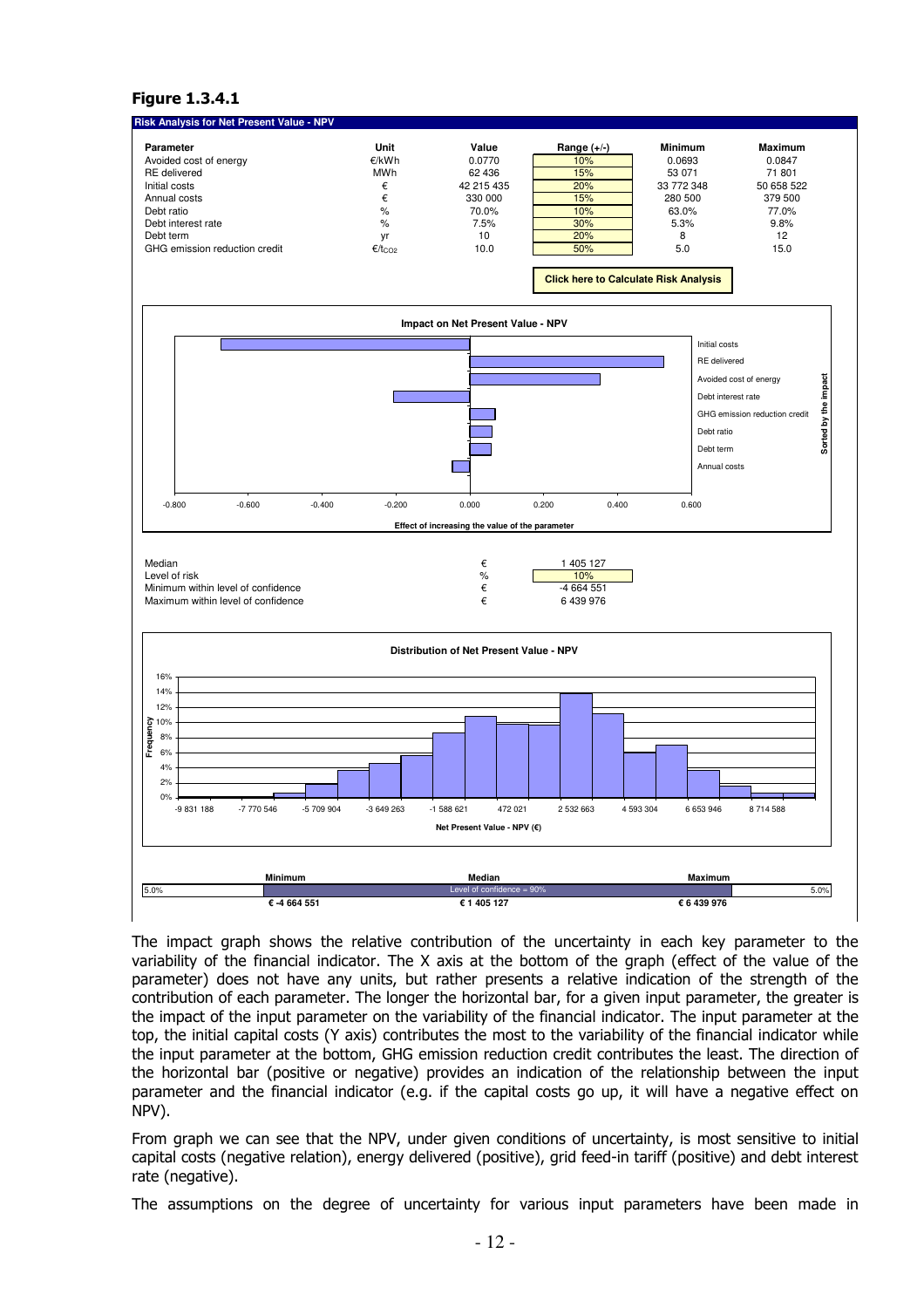**Figure 1.3.4.1**

**Risk Analysis for Net Present Value - NPV**

| Parameter | Unit | Value | Range (+/-) | Minimum | Maximum |
|---|---|---|---|---|---|
| Avoided cost of energy | €/kWh | 0.0770 | 10% | 0.0693 | 0.0847 |
| RE delivered | MWh | 62 436 | 15% | 53 071 | 71 801 |
| Initial costs | € | 42 215 435 | 20% | 33 772 348 | 50 658 522 |
| Annual costs | € | 330 000 | 15% | 280 500 | 379 500 |
| Debt ratio | % | 70.0% | 10% | 63.0% | 77.0% |
| Debt interest rate | % | 7.5% | 30% | 5.3% | 9.8% |
| Debt term | yr | 10 | 20% | 8 | 12 |
| GHG emission reduction credit | €/$t_{CO2}$ | 10.0 | 50% | 5.0 | 15.0 |

Click here to Calculate Risk Analysis

**Impact on Net Present Value - NPV**

Sorted by the impact: Initial costs; RE delivered; Avoided cost of energy; Debt interest rate; GHG emission reduction credit; Debt ratio; Debt term; Annual costs

Effect of increasing the value of the parameter

| | | |
|---|---|---|
| Median | € | 1 405 127 |
| Level of risk | % | 10% |
| Minimum within level of confidence | € | -4 664 551 |
| Maximum within level of confidence | € | 6 439 976 |

**Distribution of Net Present Value - NPV**

Net Present Value - NPV (€)

| 5.0% | Minimum | Median | Maximum | 5.0% |
|---|---|---|---|---|
| | € -4 664 551 | € 1 405 127 (Level of confidence = 90%) | € 6 439 976 | |

The impact graph shows the relative contribution of the uncertainty in each key parameter to the variability of the financial indicator. The X axis at the bottom of the graph (effect of the value of the parameter) does not have any units, but rather presents a relative indication of the strength of the contribution of each parameter. The longer the horizontal bar, for a given input parameter, the greater is the impact of the input parameter on the variability of the financial indicator. The input parameter at the top, the initial capital costs (Y axis) contributes the most to the variability of the financial indicator while the input parameter at the bottom, GHG emission reduction credit contributes the least. The direction of the horizontal bar (positive or negative) provides an indication of the relationship between the input parameter and the financial indicator (e.g. if the capital costs go up, it will have a negative effect on NPV).

From graph we can see that the NPV, under given conditions of uncertainty, is most sensitive to initial capital costs (negative relation), energy delivered (positive), grid feed-in tariff (positive) and debt interest rate (negative).

The assumptions on the degree of uncertainty for various input parameters have been made in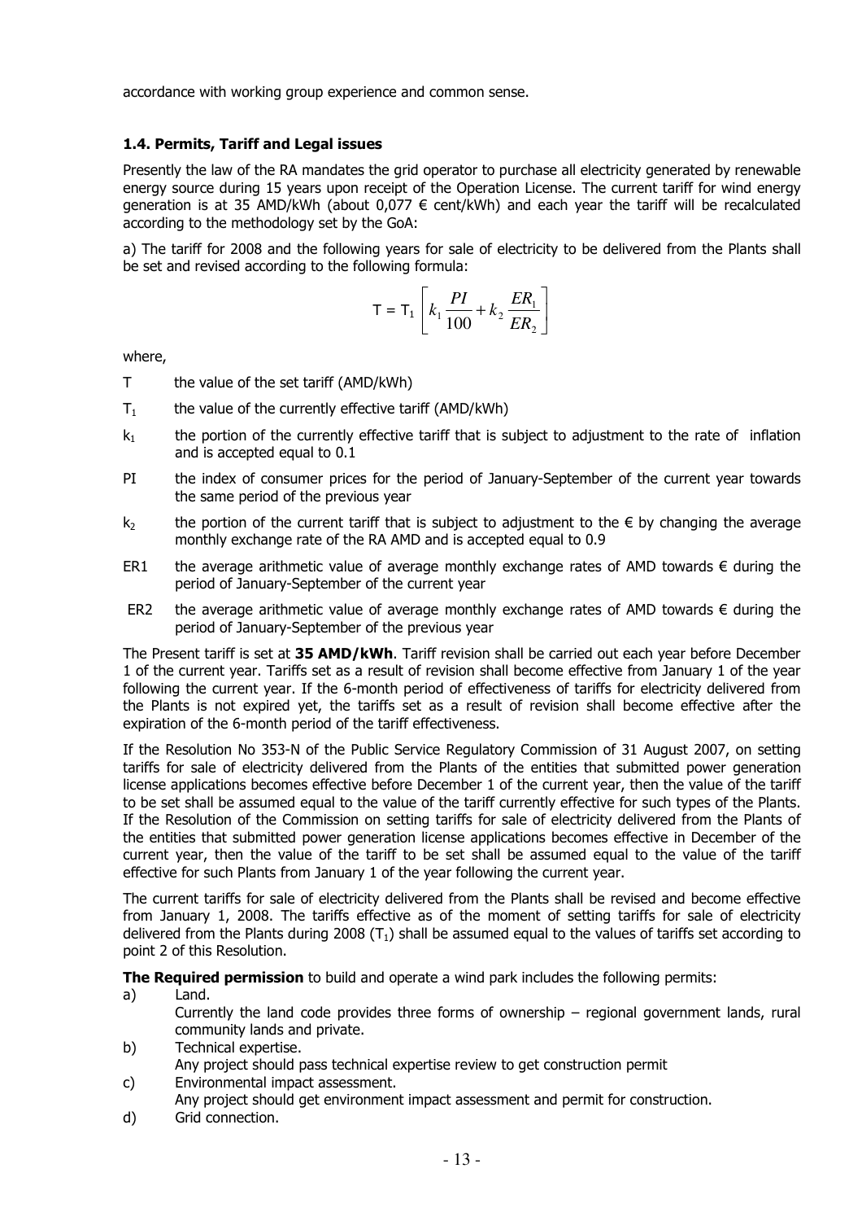accordance with working group experience and common sense.

### 1.4. Permits, Tariff and Legal issues

Presently the law of the RA mandates the grid operator to purchase all electricity generated by renewable energy source during 15 years upon receipt of the Operation License. The current tariff for wind energy generation is at 35 AMD/kWh (about 0,077 € cent/kWh) and each year the tariff will be recalculated according to the methodology set by the GoA:

a) The tariff for 2008 and the following years for sale of electricity to be delivered from the Plants shall be set and revised according to the following formula:

$$T = T_1 \left[ k_1 \frac{PI}{100} + k_2 \frac{ER_1}{ER_2} \right]$$

where,

- $T$ the value of the set tariff (AMD/kWh)
- $T_1$ the value of the currently effective tariff (AMD/kWh)
- $k_1$ the portion of the currently effective tariff that is subject to adjustment to the rate of inflation and is accepted equal to 0.1
- PI the index of consumer prices for the period of January-September of the current year towards the same period of the previous year
- $k_2$ the portion of the current tariff that is subject to adjustment to the € by changing the average monthly exchange rate of the RA AMD and is accepted equal to 0.9
- ER1 the average arithmetic value of average monthly exchange rates of AMD towards € during the period of January-September of the current year
- ER2 the average arithmetic value of average monthly exchange rates of AMD towards € during the period of January-September of the previous year

The Present tariff is set at **35 AMD/kWh**. Tariff revision shall be carried out each year before December 1 of the current year. Tariffs set as a result of revision shall become effective from January 1 of the year following the current year. If the 6-month period of effectiveness of tariffs for electricity delivered from the Plants is not expired yet, the tariffs set as a result of revision shall become effective after the expiration of the 6-month period of the tariff effectiveness.

If the Resolution No 353-N of the Public Service Regulatory Commission of 31 August 2007, on setting tariffs for sale of electricity delivered from the Plants of the entities that submitted power generation license applications becomes effective before December 1 of the current year, then the value of the tariff to be set shall be assumed equal to the value of the tariff currently effective for such types of the Plants. If the Resolution of the Commission on setting tariffs for sale of electricity delivered from the Plants of the entities that submitted power generation license applications becomes effective in December of the current year, then the value of the tariff to be set shall be assumed equal to the value of the tariff effective for such Plants from January 1 of the year following the current year.

The current tariffs for sale of electricity delivered from the Plants shall be revised and become effective from January 1, 2008. The tariffs effective as of the moment of setting tariffs for sale of electricity delivered from the Plants during 2008 ($T_1$) shall be assumed equal to the values of tariffs set according to point 2 of this Resolution.

**The Required permission** to build and operate a wind park includes the following permits:

a) Land.
   Currently the land code provides three forms of ownership – regional government lands, rural community lands and private.

b) Technical expertise.
   Any project should pass technical expertise review to get construction permit

c) Environmental impact assessment.
   Any project should get environment impact assessment and permit for construction.

d) Grid connection.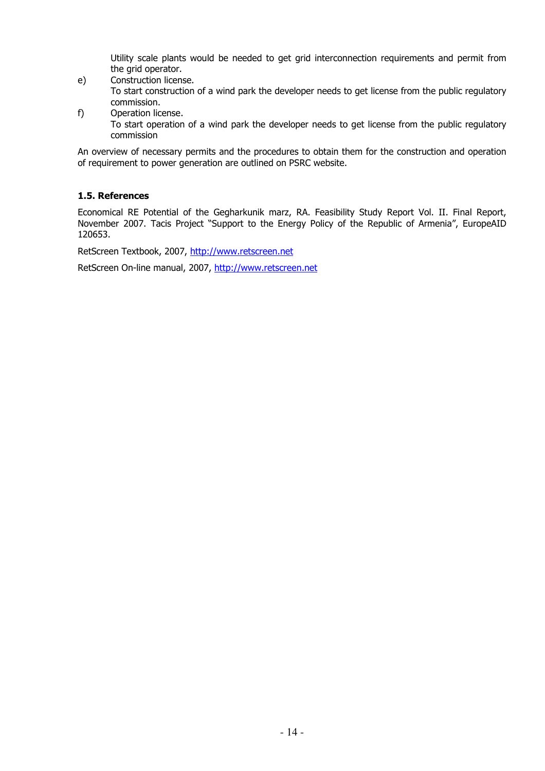Utility scale plants would be needed to get grid interconnection requirements and permit from the grid operator.

e) Construction license.
   To start construction of a wind park the developer needs to get license from the public regulatory commission.

f) Operation license.
   To start operation of a wind park the developer needs to get license from the public regulatory commission

An overview of necessary permits and the procedures to obtain them for the construction and operation of requirement to power generation are outlined on PSRC website.

### 1.5. References

Economical RE Potential of the Gegharkunik marz, RA. Feasibility Study Report Vol. II. Final Report, November 2007. Tacis Project "Support to the Energy Policy of the Republic of Armenia", EuropeAID 120653.

RetScreen Textbook, 2007, http://www.retscreen.net

RetScreen On-line manual, 2007, http://www.retscreen.net